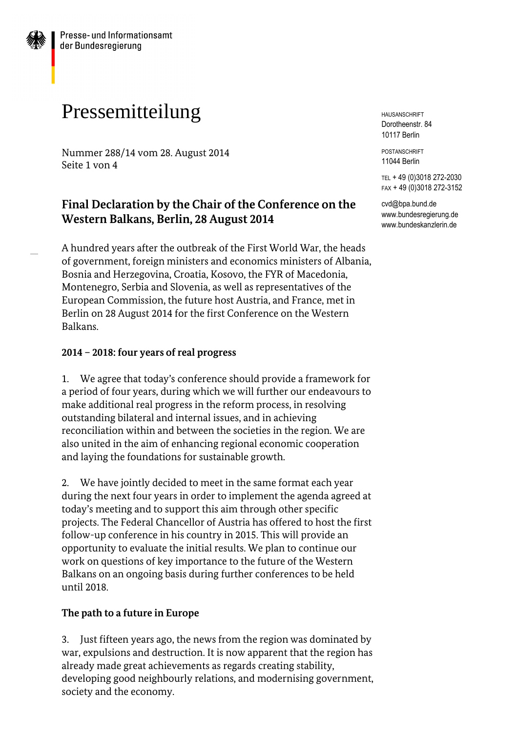Presse- und Informationsamt der Bundesregierung

# Pressemitteilung

Nummer 288/14 vom 28. August 2014

HAUSANSCHRIFT
Dorotheenstr. 84
10117 Berlin

POSTANSCHRIFT
11044 Berlin

TEL + 49 (0)3018 272-2030
FAX + 49 (0)3018 272-3152

cvd@bpa.bund.de
www.bundesregierung.de
www.bundeskanzlerin.de

## Final Declaration by the Chair of the Conference on the Western Balkans, Berlin, 28 August 2014

A hundred years after the outbreak of the First World War, the heads of government, foreign ministers and economics ministers of Albania, Bosnia and Herzegovina, Croatia, Kosovo, the FYR of Macedonia, Montenegro, Serbia and Slovenia, as well as representatives of the European Commission, the future host Austria, and France, met in Berlin on 28 August 2014 for the first Conference on the Western Balkans.

### 2014 – 2018: four years of real progress

1. We agree that today's conference should provide a framework for a period of four years, during which we will further our endeavours to make additional real progress in the reform process, in resolving outstanding bilateral and internal issues, and in achieving reconciliation within and between the societies in the region. We are also united in the aim of enhancing regional economic cooperation and laying the foundations for sustainable growth.

2. We have jointly decided to meet in the same format each year during the next four years in order to implement the agenda agreed at today's meeting and to support this aim through other specific projects. The Federal Chancellor of Austria has offered to host the first follow-up conference in his country in 2015. This will provide an opportunity to evaluate the initial results. We plan to continue our work on questions of key importance to the future of the Western Balkans on an ongoing basis during further conferences to be held until 2018.

### The path to a future in Europe

3. Just fifteen years ago, the news from the region was dominated by war, expulsions and destruction. It is now apparent that the region has already made great achievements as regards creating stability, developing good neighbourly relations, and modernising government, society and the economy.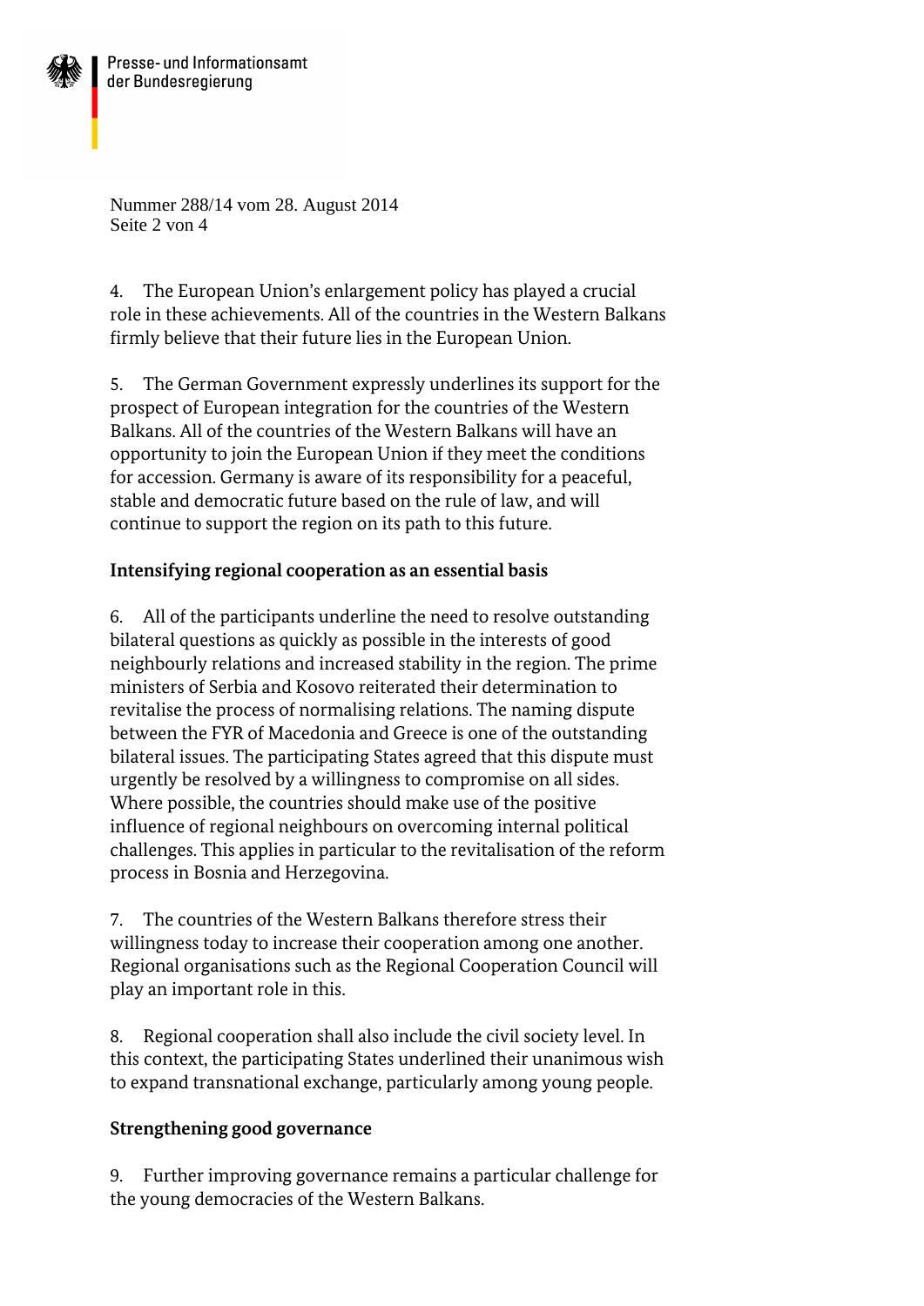4. The European Union's enlargement policy has played a crucial role in these achievements. All of the countries in the Western Balkans firmly believe that their future lies in the European Union.

5. The German Government expressly underlines its support for the prospect of European integration for the countries of the Western Balkans. All of the countries of the Western Balkans will have an opportunity to join the European Union if they meet the conditions for accession. Germany is aware of its responsibility for a peaceful, stable and democratic future based on the rule of law, and will continue to support the region on its path to this future.

**Intensifying regional cooperation as an essential basis**

6. All of the participants underline the need to resolve outstanding bilateral questions as quickly as possible in the interests of good neighbourly relations and increased stability in the region. The prime ministers of Serbia and Kosovo reiterated their determination to revitalise the process of normalising relations. The naming dispute between the FYR of Macedonia and Greece is one of the outstanding bilateral issues. The participating States agreed that this dispute must urgently be resolved by a willingness to compromise on all sides. Where possible, the countries should make use of the positive influence of regional neighbours on overcoming internal political challenges. This applies in particular to the revitalisation of the reform process in Bosnia and Herzegovina.

7. The countries of the Western Balkans therefore stress their willingness today to increase their cooperation among one another. Regional organisations such as the Regional Cooperation Council will play an important role in this.

8. Regional cooperation shall also include the civil society level. In this context, the participating States underlined their unanimous wish to expand transnational exchange, particularly among young people.

**Strengthening good governance**

9. Further improving governance remains a particular challenge for the young democracies of the Western Balkans.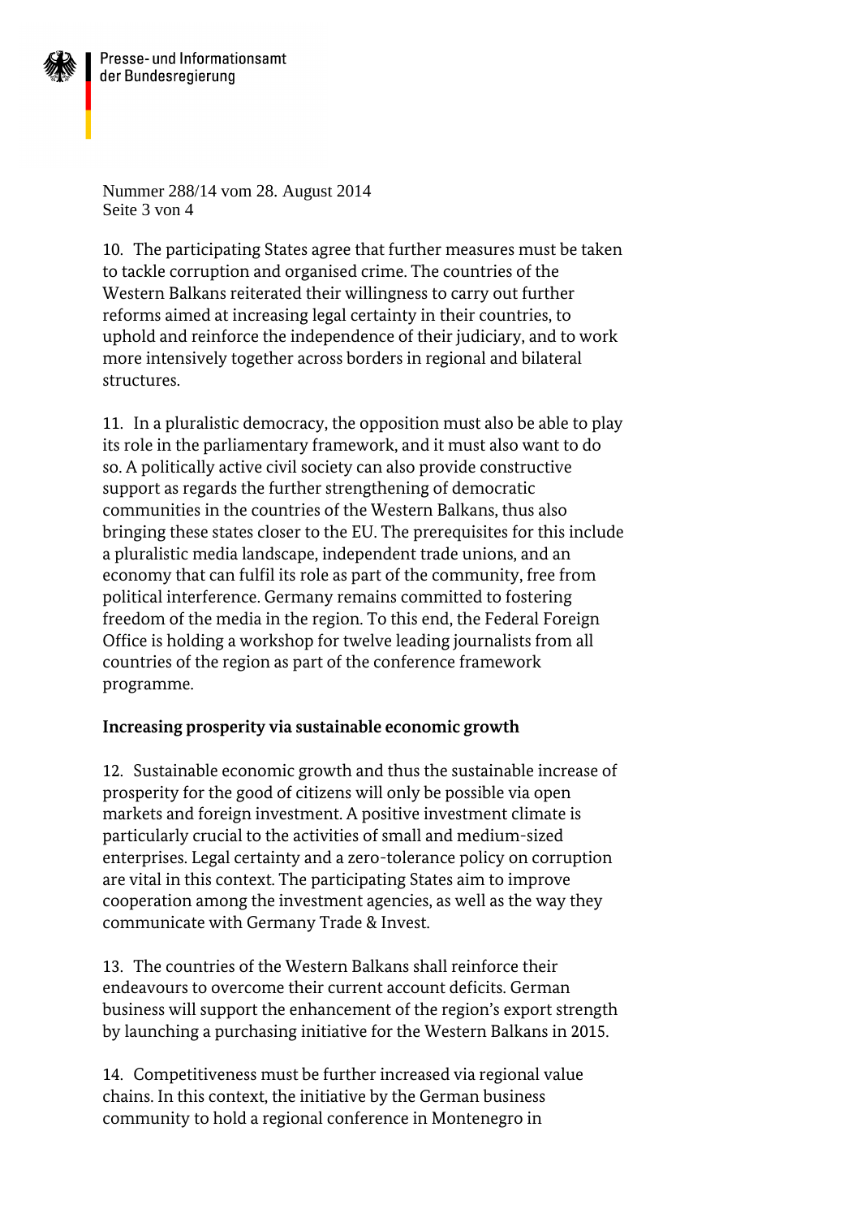10. The participating States agree that further measures must be taken to tackle corruption and organised crime. The countries of the Western Balkans reiterated their willingness to carry out further reforms aimed at increasing legal certainty in their countries, to uphold and reinforce the independence of their judiciary, and to work more intensively together across borders in regional and bilateral structures.

11. In a pluralistic democracy, the opposition must also be able to play its role in the parliamentary framework, and it must also want to do so. A politically active civil society can also provide constructive support as regards the further strengthening of democratic communities in the countries of the Western Balkans, thus also bringing these states closer to the EU. The prerequisites for this include a pluralistic media landscape, independent trade unions, and an economy that can fulfil its role as part of the community, free from political interference. Germany remains committed to fostering freedom of the media in the region. To this end, the Federal Foreign Office is holding a workshop for twelve leading journalists from all countries of the region as part of the conference framework programme.

**Increasing prosperity via sustainable economic growth**

12. Sustainable economic growth and thus the sustainable increase of prosperity for the good of citizens will only be possible via open markets and foreign investment. A positive investment climate is particularly crucial to the activities of small and medium-sized enterprises. Legal certainty and a zero-tolerance policy on corruption are vital in this context. The participating States aim to improve cooperation among the investment agencies, as well as the way they communicate with Germany Trade & Invest.

13. The countries of the Western Balkans shall reinforce their endeavours to overcome their current account deficits. German business will support the enhancement of the region's export strength by launching a purchasing initiative for the Western Balkans in 2015.

14. Competitiveness must be further increased via regional value chains. In this context, the initiative by the German business community to hold a regional conference in Montenegro in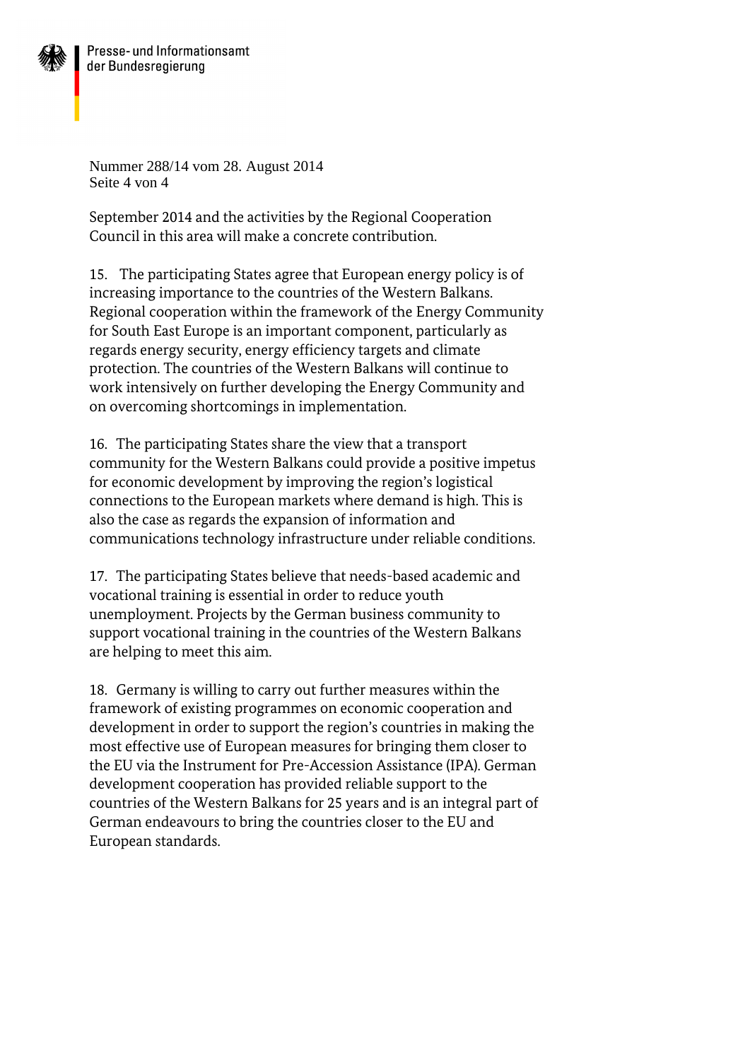September 2014 and the activities by the Regional Cooperation Council in this area will make a concrete contribution.

15. The participating States agree that European energy policy is of increasing importance to the countries of the Western Balkans. Regional cooperation within the framework of the Energy Community for South East Europe is an important component, particularly as regards energy security, energy efficiency targets and climate protection. The countries of the Western Balkans will continue to work intensively on further developing the Energy Community and on overcoming shortcomings in implementation.

16. The participating States share the view that a transport community for the Western Balkans could provide a positive impetus for economic development by improving the region's logistical connections to the European markets where demand is high. This is also the case as regards the expansion of information and communications technology infrastructure under reliable conditions.

17. The participating States believe that needs-based academic and vocational training is essential in order to reduce youth unemployment. Projects by the German business community to support vocational training in the countries of the Western Balkans are helping to meet this aim.

18. Germany is willing to carry out further measures within the framework of existing programmes on economic cooperation and development in order to support the region's countries in making the most effective use of European measures for bringing them closer to the EU via the Instrument for Pre-Accession Assistance (IPA). German development cooperation has provided reliable support to the countries of the Western Balkans for 25 years and is an integral part of German endeavours to bring the countries closer to the EU and European standards.